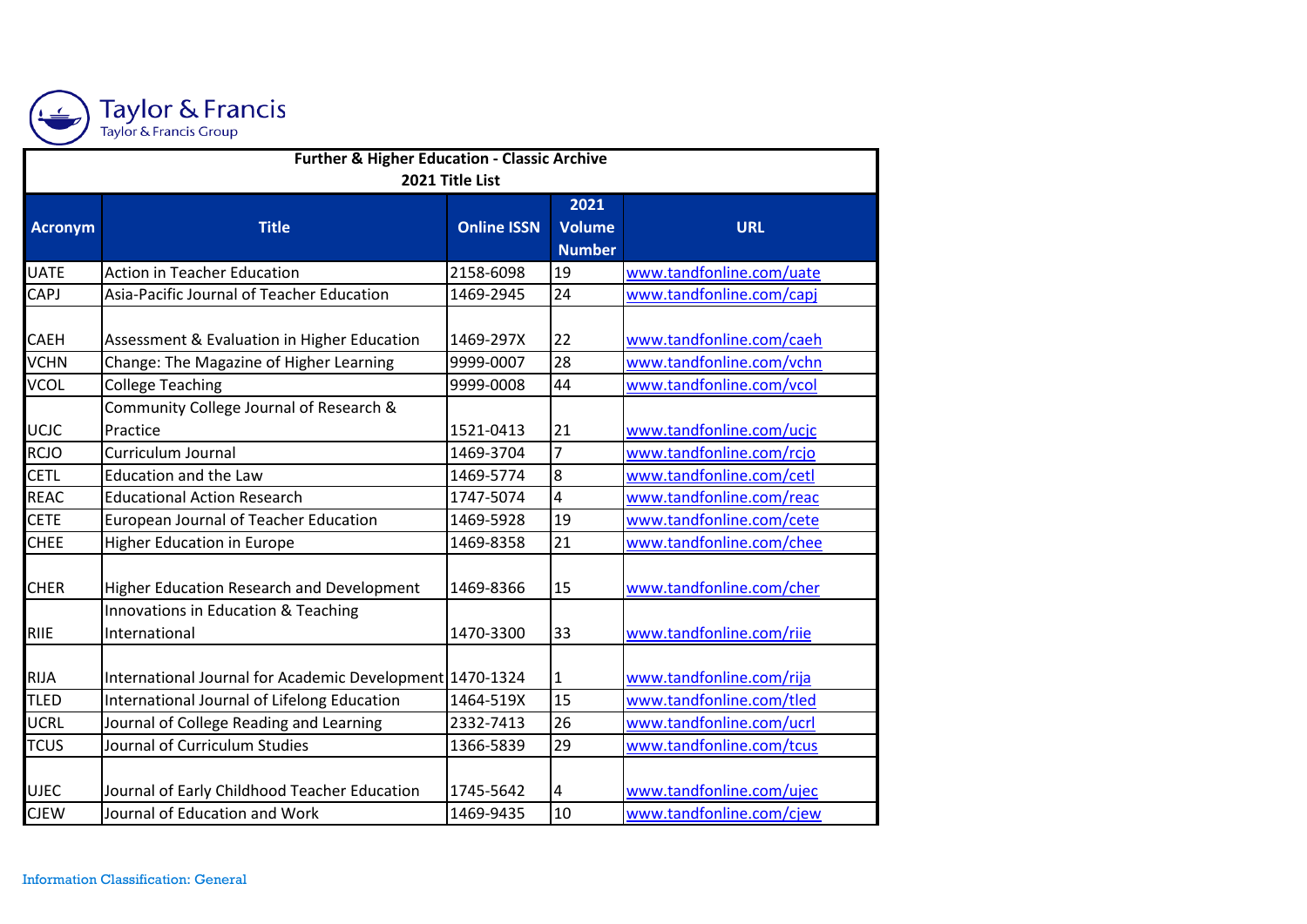Taylor & Francis
Taylor & Francis Group

**Further & Higher Education - Classic Archive**
**2021 Title List**

| Acronym | Title | Online ISSN | 2021 Volume Number | URL |
|---|---|---|---|---|
| UATE | Action in Teacher Education | 2158-6098 | 19 | www.tandfonline.com/uate |
| CAPJ | Asia-Pacific Journal of Teacher Education | 1469-2945 | 24 | www.tandfonline.com/capj |
| CAEH | Assessment & Evaluation in Higher Education | 1469-297X | 22 | www.tandfonline.com/caeh |
| VCHN | Change: The Magazine of Higher Learning | 9999-0007 | 28 | www.tandfonline.com/vchn |
| VCOL | College Teaching | 9999-0008 | 44 | www.tandfonline.com/vcol |
| UCJC | Community College Journal of Research & Practice | 1521-0413 | 21 | www.tandfonline.com/ucjc |
| RCJO | Curriculum Journal | 1469-3704 | 7 | www.tandfonline.com/rcjo |
| CETL | Education and the Law | 1469-5774 | 8 | www.tandfonline.com/cetl |
| REAC | Educational Action Research | 1747-5074 | 4 | www.tandfonline.com/reac |
| CETE | European Journal of Teacher Education | 1469-5928 | 19 | www.tandfonline.com/cete |
| CHEE | Higher Education in Europe | 1469-8358 | 21 | www.tandfonline.com/chee |
| CHER | Higher Education Research and Development | 1469-8366 | 15 | www.tandfonline.com/cher |
| RIIE | Innovations in Education & Teaching International | 1470-3300 | 33 | www.tandfonline.com/riie |
| RIJA | International Journal for Academic Development | 1470-1324 | 1 | www.tandfonline.com/rija |
| TLED | International Journal of Lifelong Education | 1464-519X | 15 | www.tandfonline.com/tled |
| UCRL | Journal of College Reading and Learning | 2332-7413 | 26 | www.tandfonline.com/ucrl |
| TCUS | Journal of Curriculum Studies | 1366-5839 | 29 | www.tandfonline.com/tcus |
| UJEC | Journal of Early Childhood Teacher Education | 1745-5642 | 4 | www.tandfonline.com/ujec |
| CJEW | Journal of Education and Work | 1469-9435 | 10 | www.tandfonline.com/cjew |

Information Classification: General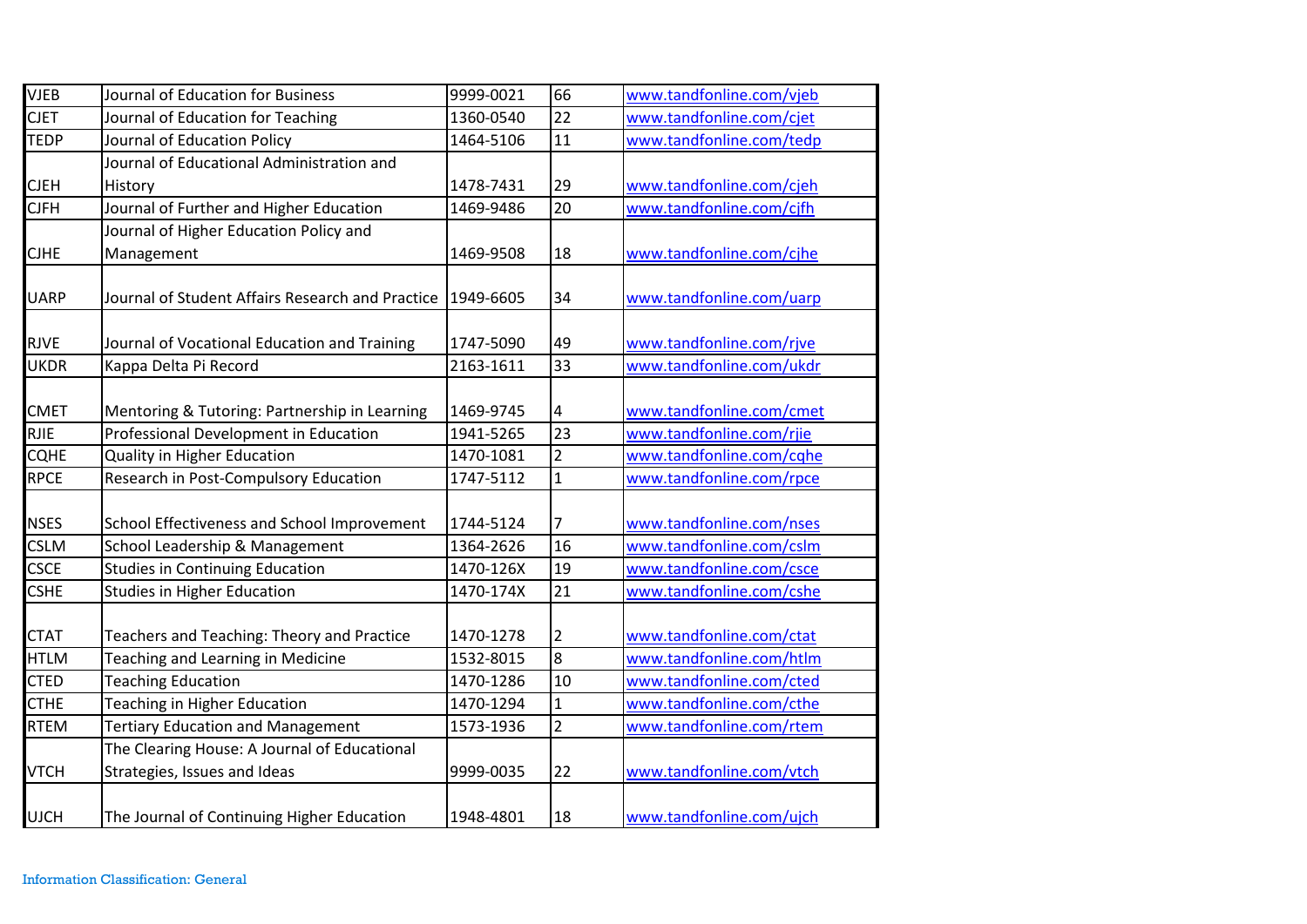| | | | | |
|---|---|---|---|---|
| VJEB | Journal of Education for Business | 9999-0021 | 66 | www.tandfonline.com/vjeb |
| CJET | Journal of Education for Teaching | 1360-0540 | 22 | www.tandfonline.com/cjet |
| TEDP | Journal of Education Policy | 1464-5106 | 11 | www.tandfonline.com/tedp |
| CJEH | Journal of Educational Administration and History | 1478-7431 | 29 | www.tandfonline.com/cjeh |
| CJFH | Journal of Further and Higher Education | 1469-9486 | 20 | www.tandfonline.com/cjfh |
| CJHE | Journal of Higher Education Policy and Management | 1469-9508 | 18 | www.tandfonline.com/cjhe |
| UARP | Journal of Student Affairs Research and Practice | 1949-6605 | 34 | www.tandfonline.com/uarp |
| RJVE | Journal of Vocational Education and Training | 1747-5090 | 49 | www.tandfonline.com/rjve |
| UKDR | Kappa Delta Pi Record | 2163-1611 | 33 | www.tandfonline.com/ukdr |
| CMET | Mentoring & Tutoring: Partnership in Learning | 1469-9745 | 4 | www.tandfonline.com/cmet |
| RJIE | Professional Development in Education | 1941-5265 | 23 | www.tandfonline.com/rjie |
| CQHE | Quality in Higher Education | 1470-1081 | 2 | www.tandfonline.com/cqhe |
| RPCE | Research in Post-Compulsory Education | 1747-5112 | 1 | www.tandfonline.com/rpce |
| NSES | School Effectiveness and School Improvement | 1744-5124 | 7 | www.tandfonline.com/nses |
| CSLM | School Leadership & Management | 1364-2626 | 16 | www.tandfonline.com/cslm |
| CSCE | Studies in Continuing Education | 1470-126X | 19 | www.tandfonline.com/csce |
| CSHE | Studies in Higher Education | 1470-174X | 21 | www.tandfonline.com/cshe |
| CTAT | Teachers and Teaching: Theory and Practice | 1470-1278 | 2 | www.tandfonline.com/ctat |
| HTLM | Teaching and Learning in Medicine | 1532-8015 | 8 | www.tandfonline.com/htlm |
| CTED | Teaching Education | 1470-1286 | 10 | www.tandfonline.com/cted |
| CTHE | Teaching in Higher Education | 1470-1294 | 1 | www.tandfonline.com/cthe |
| RTEM | Tertiary Education and Management | 1573-1936 | 2 | www.tandfonline.com/rtem |
| VTCH | The Clearing House: A Journal of Educational Strategies, Issues and Ideas | 9999-0035 | 22 | www.tandfonline.com/vtch |
| UJCH | The Journal of Continuing Higher Education | 1948-4801 | 18 | www.tandfonline.com/ujch |

Information Classification: General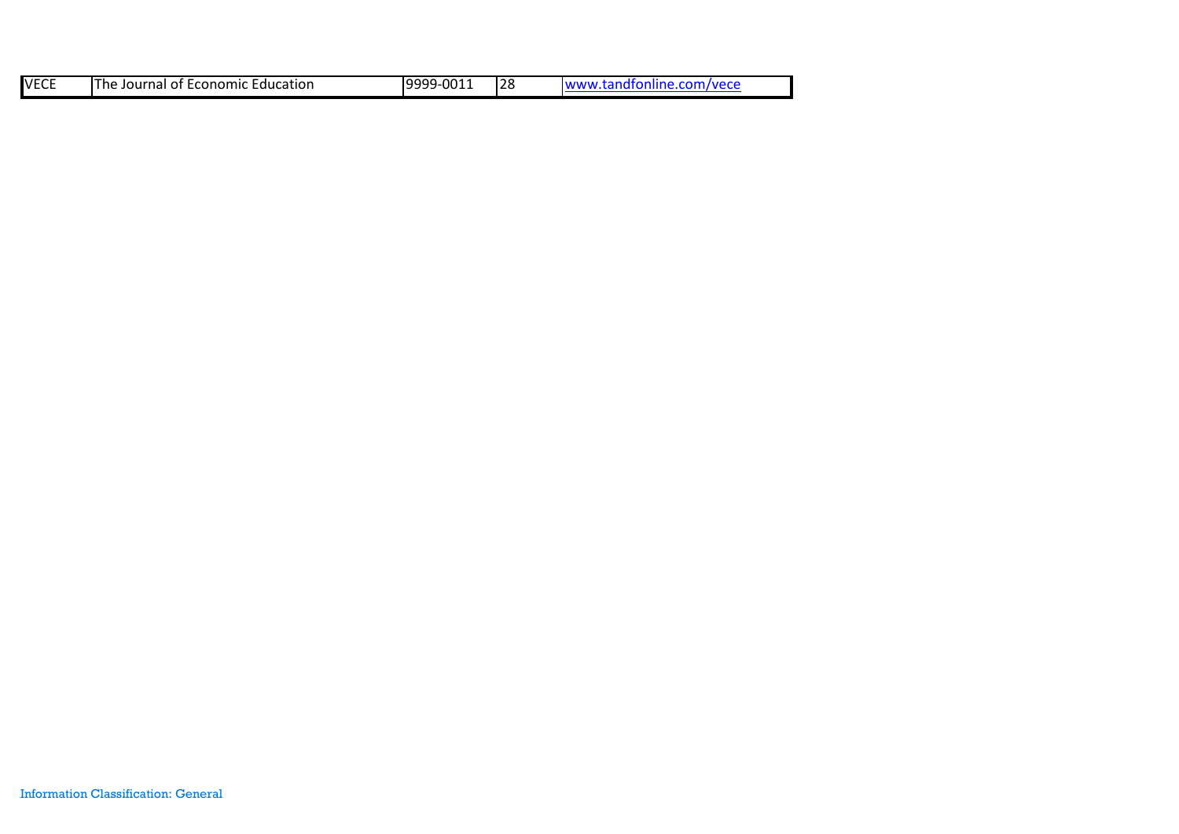| | | | | |
|---|---|---|---|---|
| VECE | The Journal of Economic Education | 9999-0011 | 28 | www.tandfonline.com/vece |

Information Classification: General